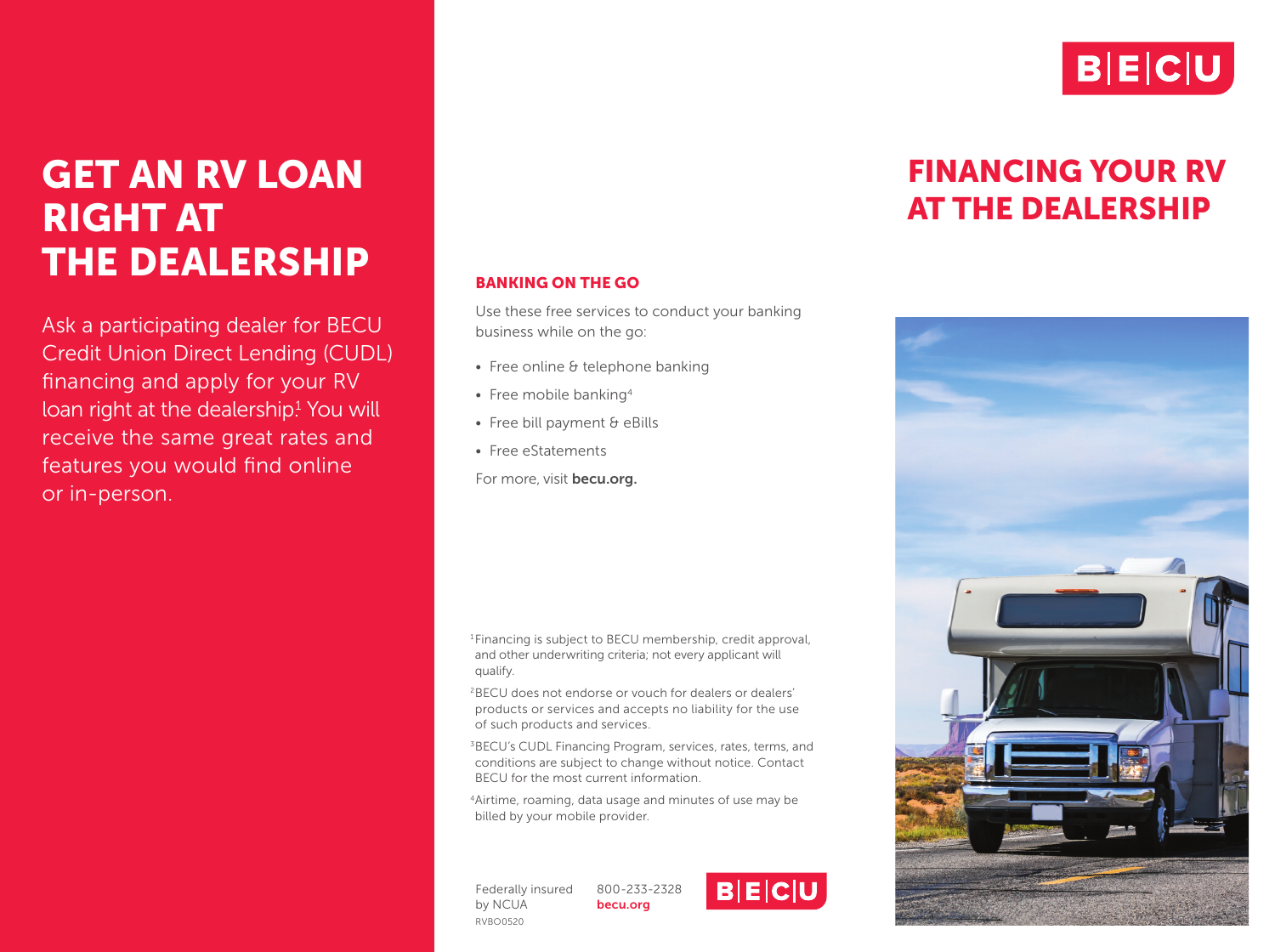# GET AN RV LOAN RIGHT AT THE DEALERSHIP

Ask a participating dealer for BECU Credit Union Direct Lending (CUDL) financing and apply for your RV loan right at the dealership.[1] You will receive the same great rates and features you would find online or in-person.

## BANKING ON THE GO

Use these free services to conduct your banking business while on the go:

- Free online & telephone banking
- Free mobile banking[4]
- Free bill payment & eBills
- Free eStatements

For more, visit **becu.org.**

[1]Financing is subject to BECU membership, credit approval, and other underwriting criteria; not every applicant will qualify.

[2]BECU does not endorse or vouch for dealers or dealers' products or services and accepts no liability for the use of such products and services.

[3]BECU's CUDL Financing Program, services, rates, terms, and conditions are subject to change without notice. Contact BECU for the most current information.

[4]Airtime, roaming, data usage and minutes of use may be billed by your mobile provider.

Federally insured by NCUA

RVBO0520

800-233-2328

**becu.org**

BECU

BECU

# FINANCING YOUR RV AT THE DEALERSHIP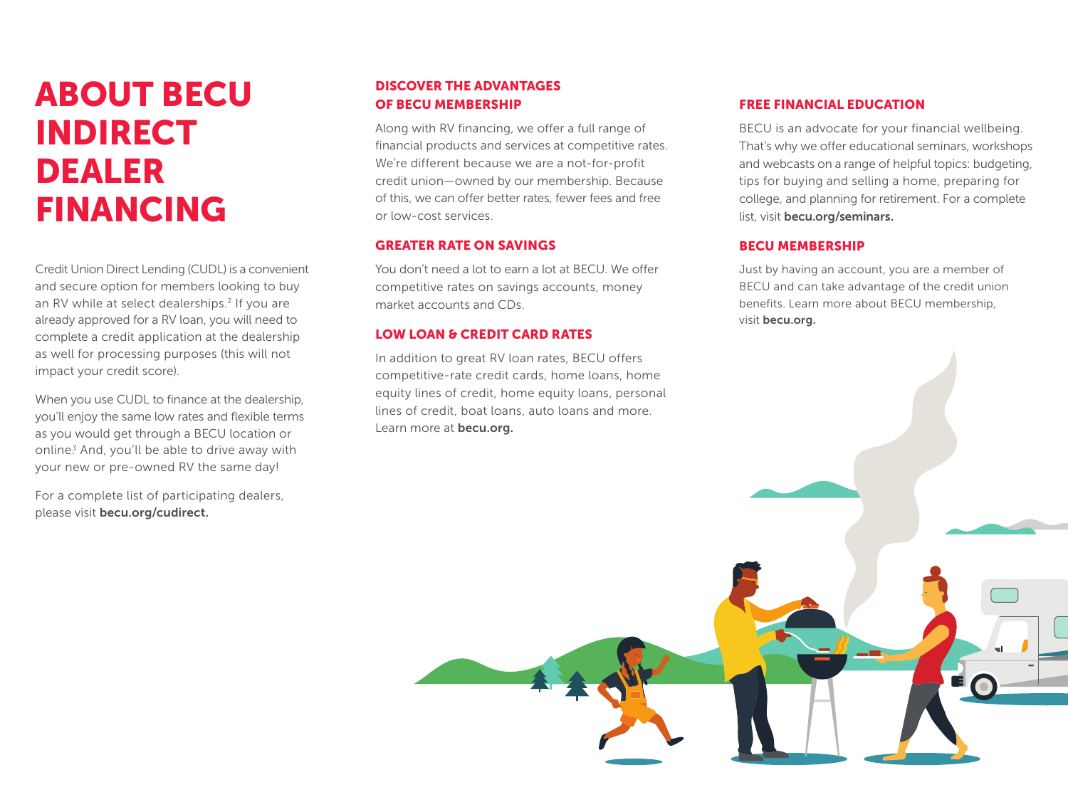# ABOUT BECU INDIRECT DEALER FINANCING

Credit Union Direct Lending (CUDL) is a convenient and secure option for members looking to buy an RV while at select dealerships.[2] If you are already approved for a RV loan, you will need to complete a credit application at the dealership as well for processing purposes (this will not impact your credit score).

When you use CUDL to finance at the dealership, you'll enjoy the same low rates and flexible terms as you would get through a BECU location or online.[3] And, you'll be able to drive away with your new or pre-owned RV the same day!

For a complete list of participating dealers, please visit **becu.org/cudirect.**

## DISCOVER THE ADVANTAGES OF BECU MEMBERSHIP

Along with RV financing, we offer a full range of financial products and services at competitive rates. We're different because we are a not-for-profit credit union—owned by our membership. Because of this, we can offer better rates, fewer fees and free or low-cost services.

## GREATER RATE ON SAVINGS

You don't need a lot to earn a lot at BECU. We offer competitive rates on savings accounts, money market accounts and CDs.

## LOW LOAN & CREDIT CARD RATES

In addition to great RV loan rates, BECU offers competitive-rate credit cards, home loans, home equity lines of credit, home equity loans, personal lines of credit, boat loans, auto loans and more. Learn more at **becu.org.**

## FREE FINANCIAL EDUCATION

BECU is an advocate for your financial wellbeing. That's why we offer educational seminars, workshops and webcasts on a range of helpful topics: budgeting, tips for buying and selling a home, preparing for college, and planning for retirement. For a complete list, visit **becu.org/seminars.**

## BECU MEMBERSHIP

Just by having an account, you are a member of BECU and can take advantage of the credit union benefits. Learn more about BECU membership, visit **becu.org.**